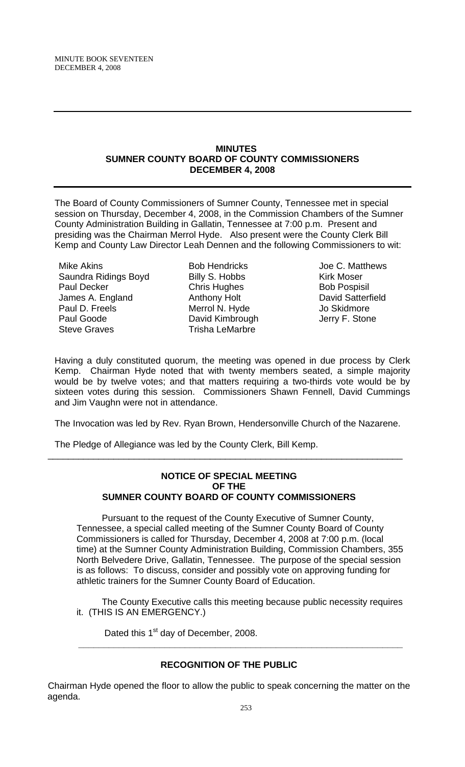## MINUTES
## SUMNER COUNTY BOARD OF COUNTY COMMISSIONERS
## DECEMBER 4, 2008

The Board of County Commissioners of Sumner County, Tennessee met in special session on Thursday, December 4, 2008, in the Commission Chambers of the Sumner County Administration Building in Gallatin, Tennessee at 7:00 p.m. Present and presiding was the Chairman Merrol Hyde. Also present were the County Clerk Bill Kemp and County Law Director Leah Dennen and the following Commissioners to wit:

Mike Akins
Saundra Ridings Boyd
Paul Decker
James A. England
Paul D. Freels
Paul Goode
Steve Graves
Bob Hendricks
Billy S. Hobbs
Chris Hughes
Anthony Holt
Merrol N. Hyde
David Kimbrough
Trisha LeMarbre
Joe C. Matthews
Kirk Moser
Bob Pospisil
David Satterfield
Jo Skidmore
Jerry F. Stone

Having a duly constituted quorum, the meeting was opened in due process by Clerk Kemp. Chairman Hyde noted that with twenty members seated, a simple majority would be by twelve votes; and that matters requiring a two-thirds vote would be by sixteen votes during this session. Commissioners Shawn Fennell, David Cummings and Jim Vaughn were not in attendance.

The Invocation was led by Rev. Ryan Brown, Hendersonville Church of the Nazarene.

The Pledge of Allegiance was led by the County Clerk, Bill Kemp.

---

### NOTICE OF SPECIAL MEETING
### OF THE
### SUMNER COUNTY BOARD OF COUNTY COMMISSIONERS

Pursuant to the request of the County Executive of Sumner County, Tennessee, a special called meeting of the Sumner County Board of County Commissioners is called for Thursday, December 4, 2008 at 7:00 p.m. (local time) at the Sumner County Administration Building, Commission Chambers, 355 North Belvedere Drive, Gallatin, Tennessee. The purpose of the special session is as follows: To discuss, consider and possibly vote on approving funding for athletic trainers for the Sumner County Board of Education.

The County Executive calls this meeting because public necessity requires it. (THIS IS AN EMERGENCY.)

Dated this 1st day of December, 2008.

---

### RECOGNITION OF THE PUBLIC

Chairman Hyde opened the floor to allow the public to speak concerning the matter on the agenda.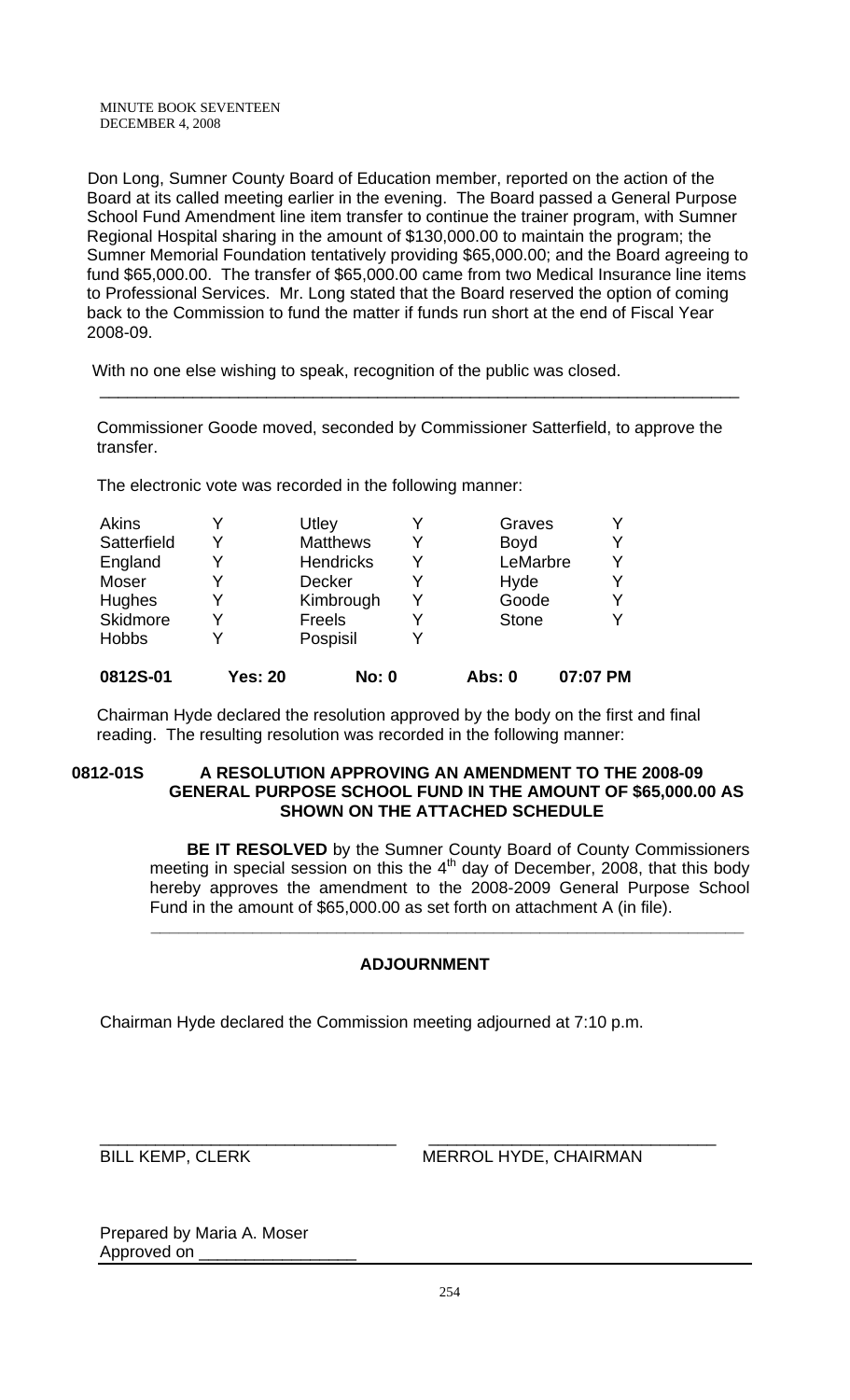Don Long, Sumner County Board of Education member, reported on the action of the Board at its called meeting earlier in the evening. The Board passed a General Purpose School Fund Amendment line item transfer to continue the trainer program, with Sumner Regional Hospital sharing in the amount of $130,000.00 to maintain the program; the Sumner Memorial Foundation tentatively providing $65,000.00; and the Board agreeing to fund $65,000.00. The transfer of $65,000.00 came from two Medical Insurance line items to Professional Services. Mr. Long stated that the Board reserved the option of coming back to the Commission to fund the matter if funds run short at the end of Fiscal Year 2008-09.

With no one else wishing to speak, recognition of the public was closed.

---

Commissioner Goode moved, seconded by Commissioner Satterfield, to approve the transfer.

The electronic vote was recorded in the following manner:

| | | | | | |
|---|---|---|---|---|---|
| Akins | Y | Utley | Y | Graves | Y |
| Satterfield | Y | Matthews | Y | Boyd | Y |
| England | Y | Hendricks | Y | LeMarbre | Y |
| Moser | Y | Decker | Y | Hyde | Y |
| Hughes | Y | Kimbrough | Y | Goode | Y |
| Skidmore | Y | Freels | Y | Stone | Y |
| Hobbs | Y | Pospisil | Y | | |

**0812S-01 Yes: 20 No: 0 Abs: 0 07:07 PM**

Chairman Hyde declared the resolution approved by the body on the first and final reading. The resulting resolution was recorded in the following manner:

**0812-01S A RESOLUTION APPROVING AN AMENDMENT TO THE 2008-09 GENERAL PURPOSE SCHOOL FUND IN THE AMOUNT OF $65,000.00 AS SHOWN ON THE ATTACHED SCHEDULE**

**BE IT RESOLVED** by the Sumner County Board of County Commissioners meeting in special session on this the 4th day of December, 2008, that this body hereby approves the amendment to the 2008-2009 General Purpose School Fund in the amount of $65,000.00 as set forth on attachment A (in file).

---

## ADJOURNMENT

Chairman Hyde declared the Commission meeting adjourned at 7:10 p.m.

\_\_\_\_\_\_\_\_\_\_\_\_\_\_\_\_\_\_\_\_\_\_\_\_\_\_\_\_\_\_\_\_ \_\_\_\_\_\_\_\_\_\_\_\_\_\_\_\_\_\_\_\_\_\_\_\_\_\_\_\_\_\_\_\_

BILL KEMP, CLERK MERROL HYDE, CHAIRMAN

Prepared by Maria A. Moser
Approved on \_\_\_\_\_\_\_\_\_\_\_\_\_\_\_\_\_